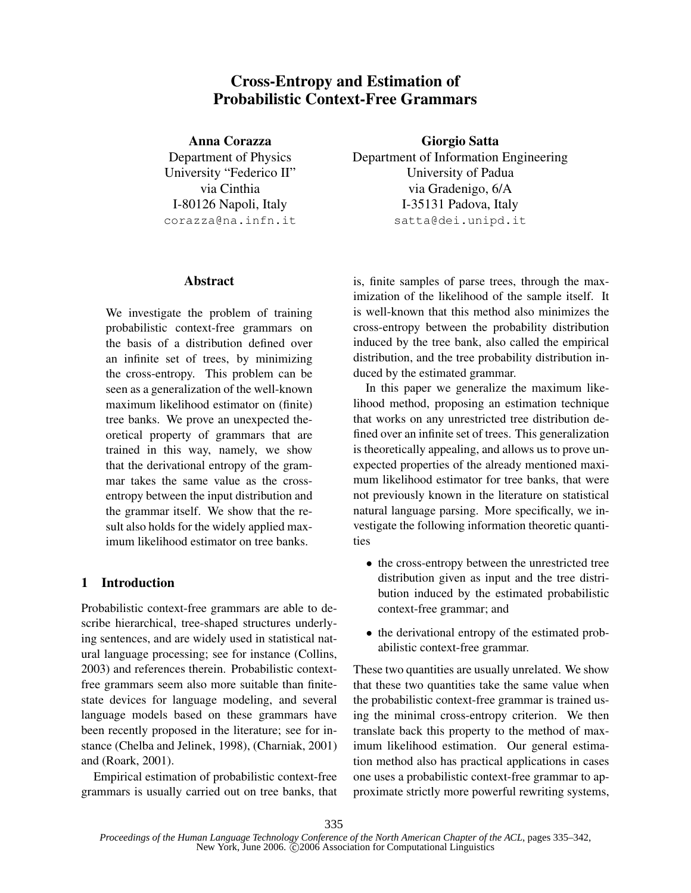# Cross-Entropy and Estimation of Probabilistic Context-Free Grammars

**Anna Corazza**
Department of Physics
University "Federico II"
via Cinthia
I-80126 Napoli, Italy
corazza@na.infn.it

**Giorgio Satta**
Department of Information Engineering
University of Padua
via Gradenigo, 6/A
I-35131 Padova, Italy
satta@dei.unipd.it

## Abstract

We investigate the problem of training probabilistic context-free grammars on the basis of a distribution defined over an infinite set of trees, by minimizing the cross-entropy. This problem can be seen as a generalization of the well-known maximum likelihood estimator on (finite) tree banks. We prove an unexpected theoretical property of grammars that are trained in this way, namely, we show that the derivational entropy of the grammar takes the same value as the cross-entropy between the input distribution and the grammar itself. We show that the result also holds for the widely applied maximum likelihood estimator on tree banks.

## 1 Introduction

Probabilistic context-free grammars are able to describe hierarchical, tree-shaped structures underlying sentences, and are widely used in statistical natural language processing; see for instance (Collins, 2003) and references therein. Probabilistic context-free grammars seem also more suitable than finite-state devices for language modeling, and several language models based on these grammars have been recently proposed in the literature; see for instance (Chelba and Jelinek, 1998), (Charniak, 2001) and (Roark, 2001).

Empirical estimation of probabilistic context-free grammars is usually carried out on tree banks, that is, finite samples of parse trees, through the maximization of the likelihood of the sample itself. It is well-known that this method also minimizes the cross-entropy between the probability distribution induced by the tree bank, also called the empirical distribution, and the tree probability distribution induced by the estimated grammar.

In this paper we generalize the maximum likelihood method, proposing an estimation technique that works on any unrestricted tree distribution defined over an infinite set of trees. This generalization is theoretically appealing, and allows us to prove unexpected properties of the already mentioned maximum likelihood estimator for tree banks, that were not previously known in the literature on statistical natural language parsing. More specifically, we investigate the following information theoretic quantities

- the cross-entropy between the unrestricted tree distribution given as input and the tree distribution induced by the estimated probabilistic context-free grammar; and
- the derivational entropy of the estimated probabilistic context-free grammar.

These two quantities are usually unrelated. We show that these two quantities take the same value when the probabilistic context-free grammar is trained using the minimal cross-entropy criterion. We then translate back this property to the method of maximum likelihood estimation. Our general estimation method also has practical applications in cases one uses a probabilistic context-free grammar to approximate strictly more powerful rewriting systems,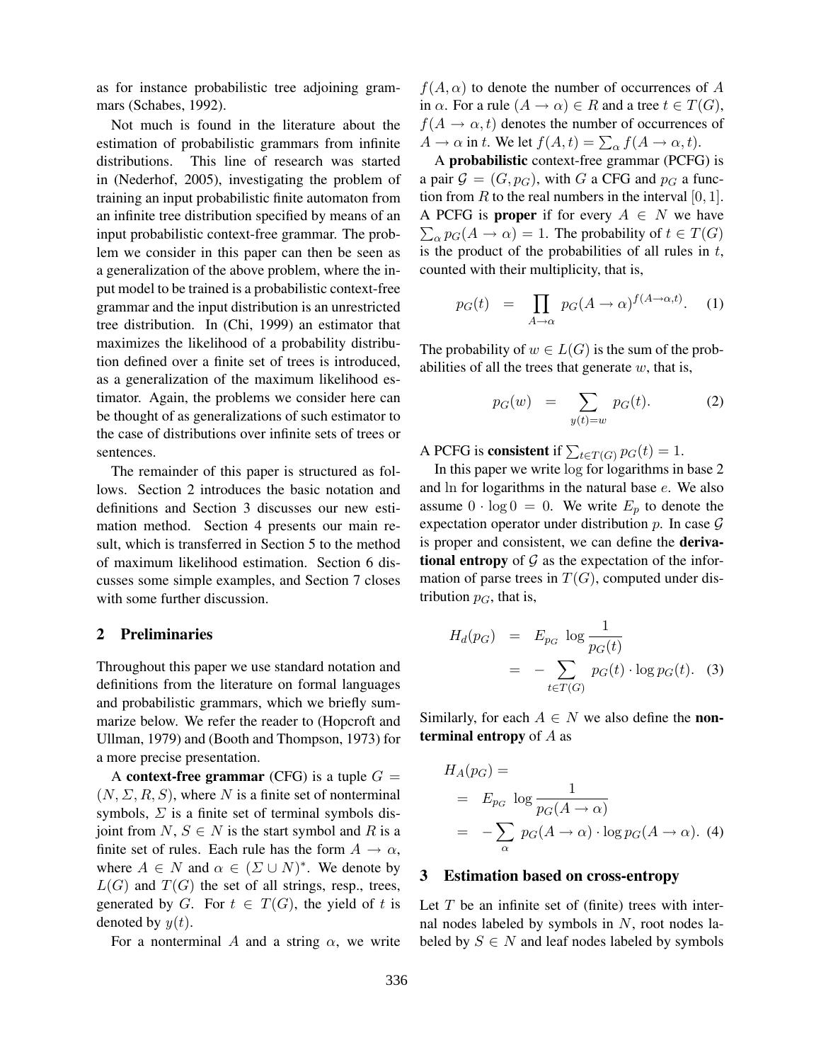as for instance probabilistic tree adjoining grammars (Schabes, 1992).

Not much is found in the literature about the estimation of probabilistic grammars from infinite distributions. This line of research was started in (Nederhof, 2005), investigating the problem of training an input probabilistic finite automaton from an infinite tree distribution specified by means of an input probabilistic context-free grammar. The problem we consider in this paper can then be seen as a generalization of the above problem, where the input model to be trained is a probabilistic context-free grammar and the input distribution is an unrestricted tree distribution. In (Chi, 1999) an estimator that maximizes the likelihood of a probability distribution defined over a finite set of trees is introduced, as a generalization of the maximum likelihood estimator. Again, the problems we consider here can be thought of as generalizations of such estimator to the case of distributions over infinite sets of trees or sentences.

The remainder of this paper is structured as follows. Section 2 introduces the basic notation and definitions and Section 3 discusses our new estimation method. Section 4 presents our main result, which is transferred in Section 5 to the method of maximum likelihood estimation. Section 6 discusses some simple examples, and Section 7 closes with some further discussion.

## 2 Preliminaries

Throughout this paper we use standard notation and definitions from the literature on formal languages and probabilistic grammars, which we briefly summarize below. We refer the reader to (Hopcroft and Ullman, 1979) and (Booth and Thompson, 1973) for a more precise presentation.

A **context-free grammar** (CFG) is a tuple $G = (N, \Sigma, R, S)$, where $N$ is a finite set of nonterminal symbols, $\Sigma$ is a finite set of terminal symbols disjoint from $N$, $S \in N$ is the start symbol and $R$ is a finite set of rules. Each rule has the form $A \rightarrow \alpha$, where $A \in N$ and $\alpha \in (\Sigma \cup N)^*$. We denote by $L(G)$ and $T(G)$ the set of all strings, resp., trees, generated by $G$. For $t \in T(G)$, the yield of $t$ is denoted by $y(t)$.

For a nonterminal $A$ and a string $\alpha$, we write $f(A, \alpha)$ to denote the number of occurrences of $A$ in $\alpha$. For a rule $(A \rightarrow \alpha) \in R$ and a tree $t \in T(G)$, $f(A \rightarrow \alpha, t)$ denotes the number of occurrences of $A \rightarrow \alpha$ in $t$. We let $f(A, t) = \sum_\alpha f(A \rightarrow \alpha, t)$.

A **probabilistic** context-free grammar (PCFG) is a pair $\mathcal{G} = (G, p_G)$, with $G$ a CFG and $p_G$ a function from $R$ to the real numbers in the interval $[0, 1]$. A PCFG is **proper** if for every $A \in N$ we have $\sum_\alpha p_G(A \rightarrow \alpha) = 1$. The probability of $t \in T(G)$ is the product of the probabilities of all rules in $t$, counted with their multiplicity, that is,

$$p_G(t) \quad = \quad \prod_{A \rightarrow \alpha} p_G(A \rightarrow \alpha)^{f(A \rightarrow \alpha, t)}. \quad (1)$$

The probability of $w \in L(G)$ is the sum of the probabilities of all the trees that generate $w$, that is,

$$p_G(w) \quad = \quad \sum_{y(t) = w} p_G(t). \quad (2)$$

A PCFG is **consistent** if $\sum_{t \in T(G)} p_G(t) = 1$.

In this paper we write $\log$ for logarithms in base 2 and $\ln$ for logarithms in the natural base $e$. We also assume $0 \cdot \log 0 = 0$. We write $E_p$ to denote the expectation operator under distribution $p$. In case $\mathcal{G}$ is proper and consistent, we can define the **derivational entropy** of $\mathcal{G}$ as the expectation of the information of parse trees in $T(G)$, computed under distribution $p_G$, that is,

$$\begin{aligned} H_d(p_G) &= E_{p_G} \log \frac{1}{p_G(t)} \\ &= -\sum_{t \in T(G)} p_G(t) \cdot \log p_G(t). \quad (3) \end{aligned}$$

Similarly, for each $A \in N$ we also define the **nonterminal entropy** of $A$ as

$$\begin{aligned} & H_A(p_G) = \\ &= E_{p_G} \log \frac{1}{p_G(A \rightarrow \alpha)} \\ &= -\sum_\alpha p_G(A \rightarrow \alpha) \cdot \log p_G(A \rightarrow \alpha). \quad (4) \end{aligned}$$

## 3 Estimation based on cross-entropy

Let $T$ be an infinite set of (finite) trees with internal nodes labeled by symbols in $N$, root nodes labeled by $S \in N$ and leaf nodes labeled by symbols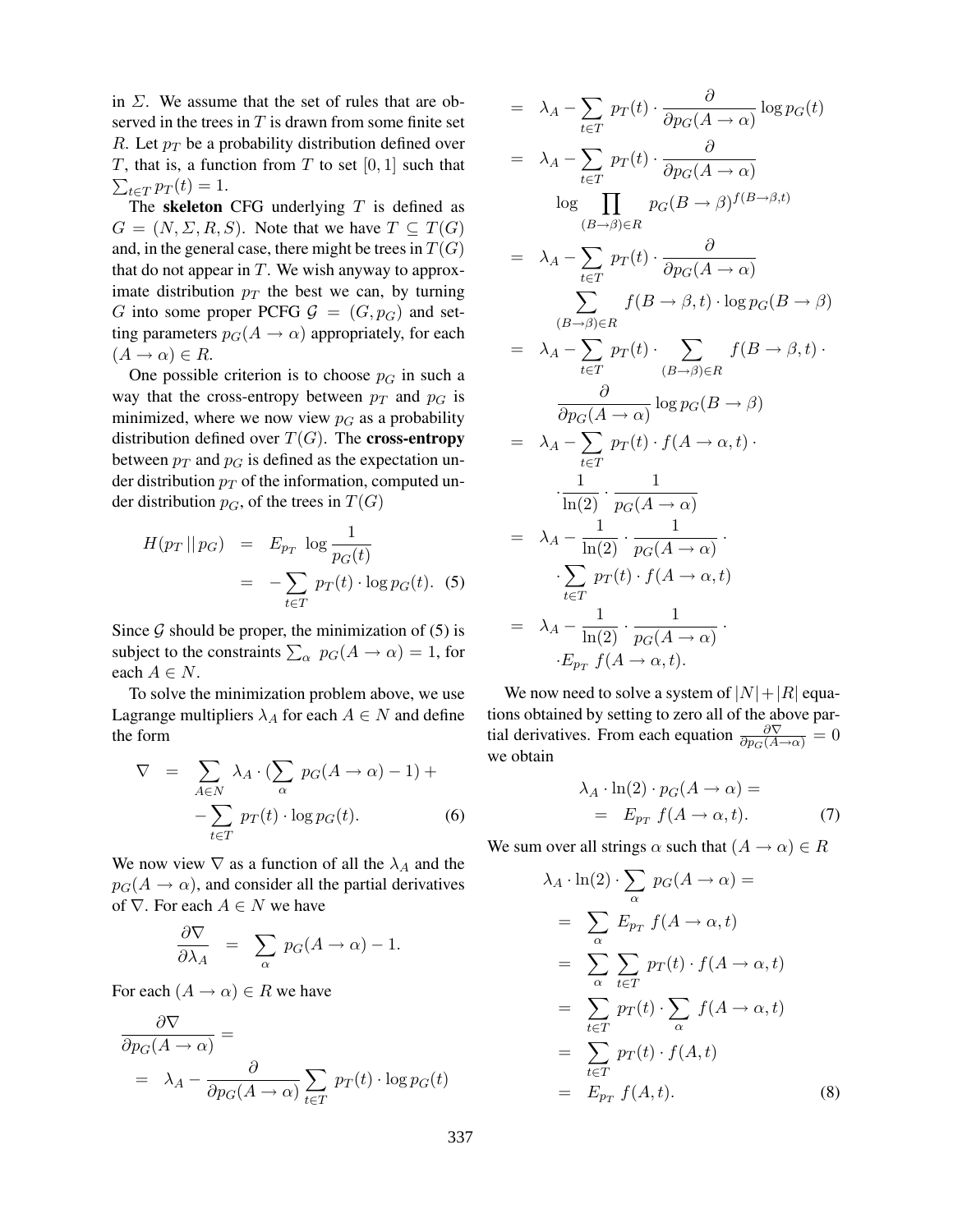in $\Sigma$. We assume that the set of rules that are observed in the trees in $T$ is drawn from some finite set $R$. Let $p_T$ be a probability distribution defined over $T$, that is, a function from $T$ to set $[0, 1]$ such that $\sum_{t \in T} p_T(t) = 1$.

The **skeleton** CFG underlying $T$ is defined as $G = (N, \Sigma, R, S)$. Note that we have $T \subseteq T(G)$ and, in the general case, there might be trees in $T(G)$ that do not appear in $T$. We wish anyway to approximate distribution $p_T$ the best we can, by turning $G$ into some proper PCFG $\mathcal{G} = (G, p_G)$ and setting parameters $p_G(A \to \alpha)$ appropriately, for each $(A \to \alpha) \in R$.

One possible criterion is to choose $p_G$ in such a way that the cross-entropy between $p_T$ and $p_G$ is minimized, where we now view $p_G$ as a probability distribution defined over $T(G)$. The **cross-entropy** between $p_T$ and $p_G$ is defined as the expectation under distribution $p_T$ of the information, computed under distribution $p_G$, of the trees in $T(G)$

$$
\begin{aligned}
H(p_T \,||\, p_G) &= E_{p_T} \log \frac{1}{p_G(t)} \\
&= -\sum_{t \in T} p_T(t) \cdot \log p_G(t). \quad (5)
\end{aligned}
$$

Since $\mathcal{G}$ should be proper, the minimization of (5) is subject to the constraints $\sum_\alpha p_G(A \to \alpha) = 1$, for each $A \in N$.

To solve the minimization problem above, we use Lagrange multipliers $\lambda_A$ for each $A \in N$ and define the form

$$
\begin{aligned}
\nabla &= \sum_{A \in N} \lambda_A \cdot (\sum_\alpha p_G(A \to \alpha) - 1) + \\
&\quad - \sum_{t \in T} p_T(t) \cdot \log p_G(t). \quad (6)
\end{aligned}
$$

We now view $\nabla$ as a function of all the $\lambda_A$ and the $p_G(A \to \alpha)$, and consider all the partial derivatives of $\nabla$. For each $A \in N$ we have

$$
\frac{\partial \nabla}{\partial \lambda_A} = \sum_\alpha p_G(A \to \alpha) - 1.
$$

For each $(A \to \alpha) \in R$ we have

$$
\begin{aligned}
&\frac{\partial \nabla}{\partial p_G(A \to \alpha)} = \\
&= \lambda_A - \frac{\partial}{\partial p_G(A \to \alpha)} \sum_{t \in T} p_T(t) \cdot \log p_G(t) \\
&= \lambda_A - \sum_{t \in T} p_T(t) \cdot \frac{\partial}{\partial p_G(A \to \alpha)} \log p_G(t) \\
&= \lambda_A - \sum_{t \in T} p_T(t) \cdot \frac{\partial}{\partial p_G(A \to \alpha)} \\
&\qquad \log \prod_{(B \to \beta) \in R} p_G(B \to \beta)^{f(B \to \beta, t)} \\
&= \lambda_A - \sum_{t \in T} p_T(t) \cdot \frac{\partial}{\partial p_G(A \to \alpha)} \\
&\qquad \sum_{(B \to \beta) \in R} f(B \to \beta, t) \cdot \log p_G(B \to \beta) \\
&= \lambda_A - \sum_{t \in T} p_T(t) \cdot \sum_{(B \to \beta) \in R} f(B \to \beta, t) \cdot \\
&\qquad \frac{\partial}{\partial p_G(A \to \alpha)} \log p_G(B \to \beta) \\
&= \lambda_A - \sum_{t \in T} p_T(t) \cdot f(A \to \alpha, t) \cdot \\
&\qquad \cdot \frac{1}{\ln(2)} \cdot \frac{1}{p_G(A \to \alpha)} \\
&= \lambda_A - \frac{1}{\ln(2)} \cdot \frac{1}{p_G(A \to \alpha)} \cdot \\
&\qquad \cdot \sum_{t \in T} p_T(t) \cdot f(A \to \alpha, t) \\
&= \lambda_A - \frac{1}{\ln(2)} \cdot \frac{1}{p_G(A \to \alpha)} \cdot \\
&\qquad \cdot E_{p_T} f(A \to \alpha, t).
\end{aligned}
$$

We now need to solve a system of $|N| + |R|$ equations obtained by setting to zero all of the above partial derivatives. From each equation $\frac{\partial \nabla}{\partial p_G(A \to \alpha)} = 0$ we obtain

$$
\begin{aligned}
&\lambda_A \cdot \ln(2) \cdot p_G(A \to \alpha) = \\
&\quad = E_{p_T} f(A \to \alpha, t). \quad (7)
\end{aligned}
$$

We sum over all strings $\alpha$ such that $(A \to \alpha) \in R$

$$
\begin{aligned}
&\lambda_A \cdot \ln(2) \cdot \sum_\alpha p_G(A \to \alpha) = \\
&= \sum_\alpha E_{p_T} f(A \to \alpha, t) \\
&= \sum_\alpha \sum_{t \in T} p_T(t) \cdot f(A \to \alpha, t) \\
&= \sum_{t \in T} p_T(t) \cdot \sum_\alpha f(A \to \alpha, t) \\
&= \sum_{t \in T} p_T(t) \cdot f(A, t) \\
&= E_{p_T} f(A, t). \quad (8)
\end{aligned}
$$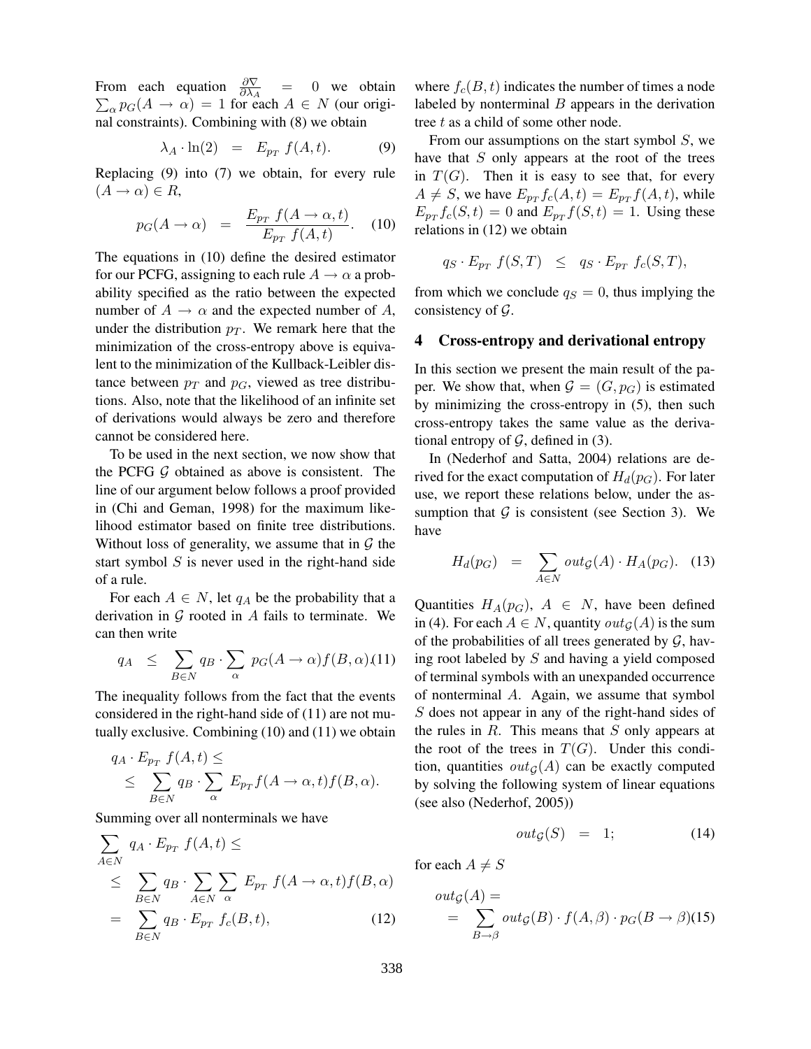From each equation $\frac{\partial \nabla}{\partial \lambda_A} = 0$ we obtain $\sum_\alpha p_G(A \to \alpha) = 1$ for each $A \in N$ (our original constraints). Combining with (8) we obtain

$$\lambda_A \cdot \ln(2) \quad = \quad E_{p_T} \ f(A, t). \tag{9}$$

Replacing (9) into (7) we obtain, for every rule $(A \to \alpha) \in R$,

$$p_G(A \to \alpha) \quad = \quad \frac{E_{p_T} \ f(A \to \alpha, t)}{E_{p_T} \ f(A, t)}. \tag{10}$$

The equations in (10) define the desired estimator for our PCFG, assigning to each rule $A \to \alpha$ a probability specified as the ratio between the expected number of $A \to \alpha$ and the expected number of $A$, under the distribution $p_T$. We remark here that the minimization of the cross-entropy above is equivalent to the minimization of the Kullback-Leibler distance between $p_T$ and $p_G$, viewed as tree distributions. Also, note that the likelihood of an infinite set of derivations would always be zero and therefore cannot be considered here.

To be used in the next section, we now show that the PCFG $\mathcal{G}$ obtained as above is consistent. The line of our argument below follows a proof provided in (Chi and Geman, 1998) for the maximum likelihood estimator based on finite tree distributions. Without loss of generality, we assume that in $\mathcal{G}$ the start symbol $S$ is never used in the right-hand side of a rule.

For each $A \in N$, let $q_A$ be the probability that a derivation in $\mathcal{G}$ rooted in $A$ fails to terminate. We can then write

$$q_A \quad \leq \quad \sum_{B \in N} q_B \cdot \sum_\alpha \ p_G(A \to \alpha) f(B, \alpha). \tag{11}$$

The inequality follows from the fact that the events considered in the right-hand side of (11) are not mutually exclusive. Combining (10) and (11) we obtain

$$\begin{aligned} & q_A \cdot E_{p_T} \ f(A, t) \leq \\ & \leq \ \sum_{B \in N} q_B \cdot \sum_\alpha \ E_{p_T} f(A \to \alpha, t) f(B, \alpha). \end{aligned}$$

Summing over all nonterminals we have

$$\begin{aligned} & \sum_{A \in N} \ q_A \cdot E_{p_T} \ f(A, t) \leq \\ & \leq \ \sum_{B \in N} q_B \cdot \sum_{A \in N} \sum_\alpha \ E_{p_T} \ f(A \to \alpha, t) f(B, \alpha) \\ & = \ \sum_{B \in N} q_B \cdot E_{p_T} \ f_c(B, t), \end{aligned} \tag{12}$$

where $f_c(B, t)$ indicates the number of times a node labeled by nonterminal $B$ appears in the derivation tree $t$ as a child of some other node.

From our assumptions on the start symbol $S$, we have that $S$ only appears at the root of the trees in $T(G)$. Then it is easy to see that, for every $A \neq S$, we have $E_{p_T} f_c(A, t) = E_{p_T} f(A, t)$, while $E_{p_T} f_c(S, t) = 0$ and $E_{p_T} f(S, t) = 1$. Using these relations in (12) we obtain

$$q_S \cdot E_{p_T} \ f(S, T) \quad \leq \quad q_S \cdot E_{p_T} \ f_c(S, T),$$

from which we conclude $q_S = 0$, thus implying the consistency of $\mathcal{G}$.

## 4 Cross-entropy and derivational entropy

In this section we present the main result of the paper. We show that, when $\mathcal{G} = (G, p_G)$ is estimated by minimizing the cross-entropy in (5), then such cross-entropy takes the same value as the derivational entropy of $\mathcal{G}$, defined in (3).

In (Nederhof and Satta, 2004) relations are derived for the exact computation of $H_d(p_G)$. For later use, we report these relations below, under the assumption that $\mathcal{G}$ is consistent (see Section 3). We have

$$H_d(p_G) \quad = \quad \sum_{A \in N} out_{\mathcal{G}}(A) \cdot H_A(p_G). \tag{13}$$

Quantities $H_A(p_G)$, $A \in N$, have been defined in (4). For each $A \in N$, quantity $out_{\mathcal{G}}(A)$ is the sum of the probabilities of all trees generated by $\mathcal{G}$, having root labeled by $S$ and having a yield composed of terminal symbols with an unexpanded occurrence of nonterminal $A$. Again, we assume that symbol $S$ does not appear in any of the right-hand sides of the rules in $R$. This means that $S$ only appears at the root of the trees in $T(G)$. Under this condition, quantities $out_{\mathcal{G}}(A)$ can be exactly computed by solving the following system of linear equations (see also (Nederhof, 2005))

$$out_{\mathcal{G}}(S) \quad = \quad 1; \tag{14}$$

for each $A \neq S$

$$\begin{aligned} & out_{\mathcal{G}}(A) = \\ & = \ \sum_{B \to \beta} out_{\mathcal{G}}(B) \cdot f(A, \beta) \cdot p_G(B \to \beta) \end{aligned} \tag{15}$$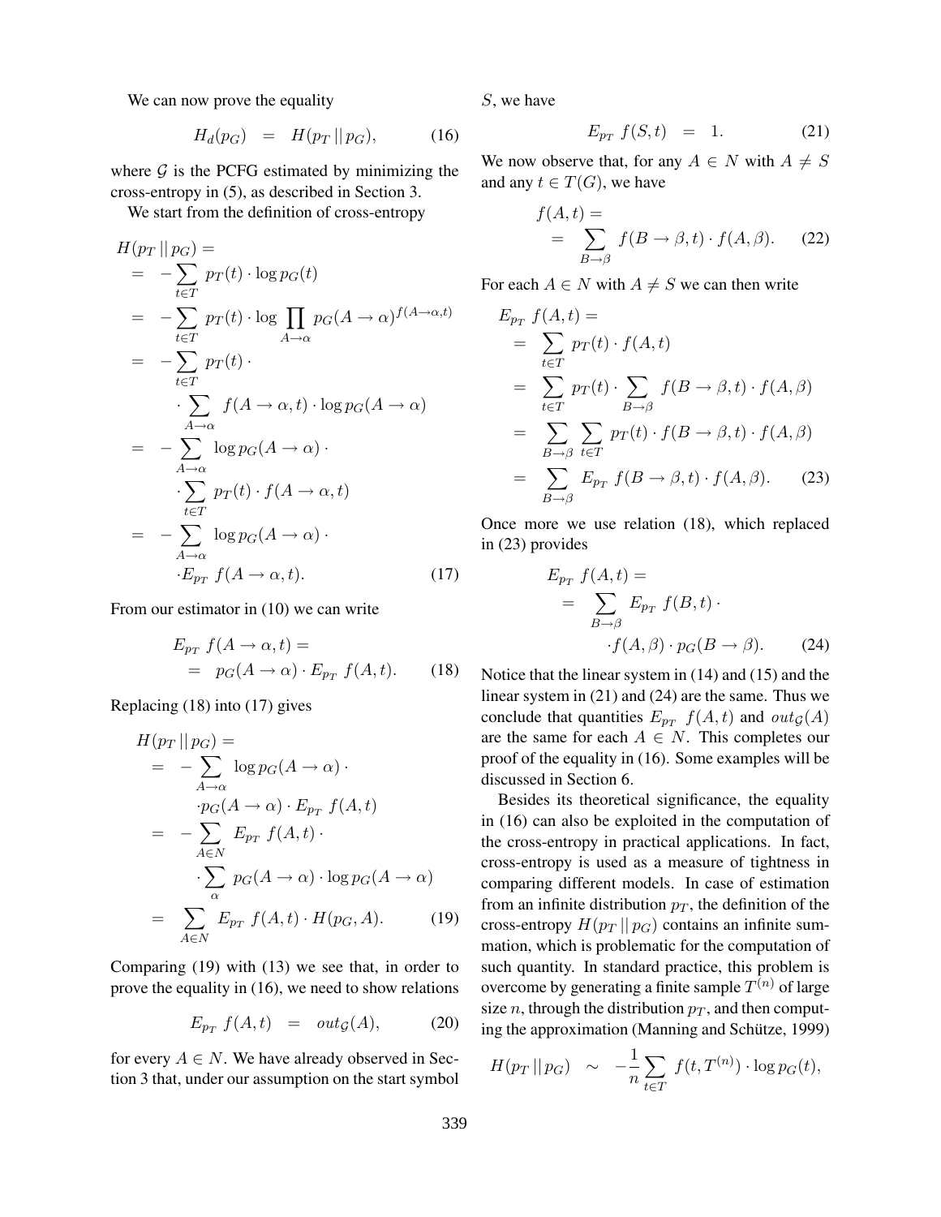We can now prove the equality

$$H_d(p_G) \quad = \quad H(p_T \,||\, p_G), \qquad (16)$$

where $\mathcal{G}$ is the PCFG estimated by minimizing the cross-entropy in (5), as described in Section 3.

We start from the definition of cross-entropy

$$\begin{aligned}
H(p_T \,||\, p_G) &= \\
&= -\sum_{t \in T} p_T(t) \cdot \log p_G(t) \\
&= -\sum_{t \in T} p_T(t) \cdot \log \prod_{A \to \alpha} p_G(A \to \alpha)^{f(A \to \alpha, t)} \\
&= -\sum_{t \in T} p_T(t) \cdot \\
&\quad \cdot \sum_{A \to \alpha} f(A \to \alpha, t) \cdot \log p_G(A \to \alpha) \\
&= -\sum_{A \to \alpha} \log p_G(A \to \alpha) \cdot \\
&\quad \cdot \sum_{t \in T} p_T(t) \cdot f(A \to \alpha, t) \\
&= -\sum_{A \to \alpha} \log p_G(A \to \alpha) \cdot \\
&\quad \cdot E_{p_T} \; f(A \to \alpha, t). \qquad (17)
\end{aligned}$$

From our estimator in (10) we can write

$$\begin{aligned}
&E_{p_T} \; f(A \to \alpha, t) = \\
&\quad = \; p_G(A \to \alpha) \cdot E_{p_T} \; f(A, t). \qquad (18)
\end{aligned}$$

Replacing (18) into (17) gives

$$\begin{aligned}
H(p_T \,||\, p_G) &= \\
&= -\sum_{A \to \alpha} \log p_G(A \to \alpha) \cdot \\
&\quad \cdot p_G(A \to \alpha) \cdot E_{p_T} \; f(A, t) \\
&= -\sum_{A \in N} E_{p_T} \; f(A, t) \cdot \\
&\quad \cdot \sum_{\alpha} p_G(A \to \alpha) \cdot \log p_G(A \to \alpha) \\
&= \sum_{A \in N} E_{p_T} \; f(A, t) \cdot H(p_G, A). \qquad (19)
\end{aligned}$$

Comparing (19) with (13) we see that, in order to prove the equality in (16), we need to show relations

$$E_{p_T} \; f(A, t) \quad = \quad out_{\mathcal{G}}(A), \qquad (20)$$

for every $A \in N$. We have already observed in Section 3 that, under our assumption on the start symbol $S$, we have

$$E_{p_T} \; f(S, t) \quad = \quad 1. \qquad (21)$$

We now observe that, for any $A \in N$ with $A \neq S$ and any $t \in T(G)$, we have

$$\begin{aligned}
&f(A, t) = \\
&\quad = \sum_{B \to \beta} f(B \to \beta, t) \cdot f(A, \beta). \qquad (22)
\end{aligned}$$

For each $A \in N$ with $A \neq S$ we can then write

$$\begin{aligned}
E_{p_T} \; f(A, t) &= \\
&= \sum_{t \in T} p_T(t) \cdot f(A, t) \\
&= \sum_{t \in T} p_T(t) \cdot \sum_{B \to \beta} f(B \to \beta, t) \cdot f(A, \beta) \\
&= \sum_{B \to \beta} \sum_{t \in T} p_T(t) \cdot f(B \to \beta, t) \cdot f(A, \beta) \\
&= \sum_{B \to \beta} E_{p_T} \; f(B \to \beta, t) \cdot f(A, \beta). \qquad (23)
\end{aligned}$$

Once more we use relation (18), which replaced in (23) provides

$$\begin{aligned}
E_{p_T} \; f(A, t) &= \\
&= \sum_{B \to \beta} E_{p_T} \; f(B, t) \cdot \\
&\quad \cdot f(A, \beta) \cdot p_G(B \to \beta). \qquad (24)
\end{aligned}$$

Notice that the linear system in (14) and (15) and the linear system in (21) and (24) are the same. Thus we conclude that quantities $E_{p_T} \; f(A, t)$ and $out_{\mathcal{G}}(A)$ are the same for each $A \in N$. This completes our proof of the equality in (16). Some examples will be discussed in Section 6.

Besides its theoretical significance, the equality in (16) can also be exploited in the computation of the cross-entropy in practical applications. In fact, cross-entropy is used as a measure of tightness in comparing different models. In case of estimation from an infinite distribution $p_T$, the definition of the cross-entropy $H(p_T \,||\, p_G)$ contains an infinite summation, which is problematic for the computation of such quantity. In standard practice, this problem is overcome by generating a finite sample $T^{(n)}$ of large size $n$, through the distribution $p_T$, and then computing the approximation (Manning and Schütze, 1999)

$$H(p_T \,||\, p_G) \quad \sim \quad -\frac{1}{n} \sum_{t \in T} f(t, T^{(n)}) \cdot \log p_G(t),$$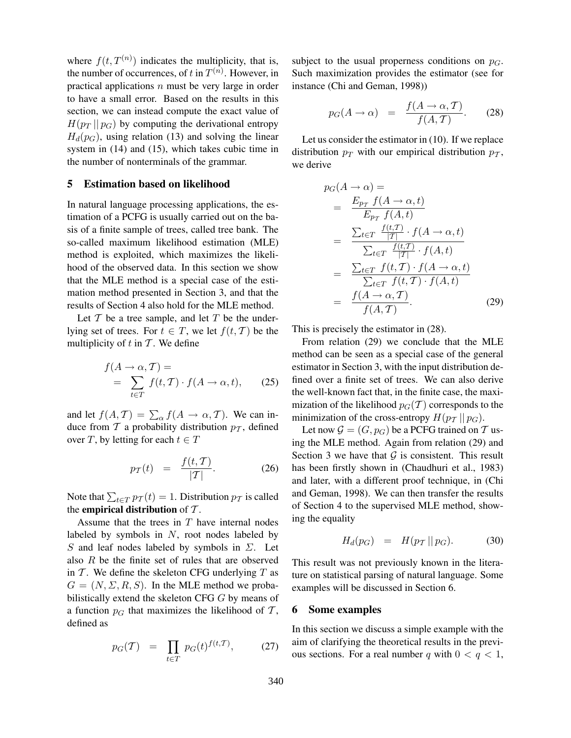where $f(t, T^{(n)})$ indicates the multiplicity, that is, the number of occurrences, of $t$ in $T^{(n)}$. However, in practical applications $n$ must be very large in order to have a small error. Based on the results in this section, we can instead compute the exact value of $H(p_T \,||\, p_G)$ by computing the derivational entropy $H_d(p_G)$, using relation (13) and solving the linear system in (14) and (15), which takes cubic time in the number of nonterminals of the grammar.

## 5 Estimation based on likelihood

In natural language processing applications, the estimation of a PCFG is usually carried out on the basis of a finite sample of trees, called tree bank. The so-called maximum likelihood estimation (MLE) method is exploited, which maximizes the likelihood of the observed data. In this section we show that the MLE method is a special case of the estimation method presented in Section 3, and that the results of Section 4 also hold for the MLE method.

Let $\mathcal{T}$ be a tree sample, and let $T$ be the underlying set of trees. For $t \in T$, we let $f(t, \mathcal{T})$ be the multiplicity of $t$ in $\mathcal{T}$. We define

$$\begin{aligned} f(A \to \alpha, \mathcal{T}) &= \\ &= \sum_{t \in T} f(t, \mathcal{T}) \cdot f(A \to \alpha, t), \end{aligned} \qquad (25)$$

and let $f(A, \mathcal{T}) = \sum_\alpha f(A \to \alpha, \mathcal{T})$. We can induce from $\mathcal{T}$ a probability distribution $p_\mathcal{T}$, defined over $T$, by letting for each $t \in T$

$$p_\mathcal{T}(t) = \frac{f(t, \mathcal{T})}{|\mathcal{T}|}. \qquad (26)$$

Note that $\sum_{t \in T} p_\mathcal{T}(t) = 1$. Distribution $p_\mathcal{T}$ is called the **empirical distribution** of $\mathcal{T}$.

Assume that the trees in $T$ have internal nodes labeled by symbols in $N$, root nodes labeled by $S$ and leaf nodes labeled by symbols in $\Sigma$. Let also $R$ be the finite set of rules that are observed in $\mathcal{T}$. We define the skeleton CFG underlying $T$ as $G = (N, \Sigma, R, S)$. In the MLE method we probabilistically extend the skeleton CFG $G$ by means of a function $p_G$ that maximizes the likelihood of $\mathcal{T}$, defined as

$$p_G(\mathcal{T}) = \prod_{t \in T} p_G(t)^{f(t, \mathcal{T})}, \qquad (27)$$

subject to the usual properness conditions on $p_G$. Such maximization provides the estimator (see for instance (Chi and Geman, 1998))

$$p_G(A \to \alpha) = \frac{f(A \to \alpha, \mathcal{T})}{f(A, \mathcal{T})}. \qquad (28)$$

Let us consider the estimator in (10). If we replace distribution $p_T$ with our empirical distribution $p_\mathcal{T}$, we derive

$$\begin{aligned} p_G(A \to \alpha) &= \\ &= \frac{E_{p_\mathcal{T}} \; f(A \to \alpha, t)}{E_{p_\mathcal{T}} \; f(A, t)} \\ &= \frac{\sum_{t \in T} \; \frac{f(t, \mathcal{T})}{|\mathcal{T}|} \cdot f(A \to \alpha, t)}{\sum_{t \in T} \; \frac{f(t, \mathcal{T})}{|\mathcal{T}|} \cdot f(A, t)} \\ &= \frac{\sum_{t \in T} \; f(t, \mathcal{T}) \cdot f(A \to \alpha, t)}{\sum_{t \in T} \; f(t, \mathcal{T}) \cdot f(A, t)} \\ &= \frac{f(A \to \alpha, \mathcal{T})}{f(A, \mathcal{T})}. \end{aligned} \qquad (29)$$

This is precisely the estimator in (28).

From relation (29) we conclude that the MLE method can be seen as a special case of the general estimator in Section 3, with the input distribution defined over a finite set of trees. We can also derive the well-known fact that, in the finite case, the maximization of the likelihood $p_G(\mathcal{T})$ corresponds to the minimization of the cross-entropy $H(p_\mathcal{T} \,||\, p_G)$.

Let now $\mathcal{G} = (G, p_G)$ be a PCFG trained on $\mathcal{T}$ using the MLE method. Again from relation (29) and Section 3 we have that $\mathcal{G}$ is consistent. This result has been firstly shown in (Chaudhuri et al., 1983) and later, with a different proof technique, in (Chi and Geman, 1998). We can then transfer the results of Section 4 to the supervised MLE method, showing the equality

$$H_d(p_G) = H(p_\mathcal{T} \,||\, p_G). \qquad (30)$$

This result was not previously known in the literature on statistical parsing of natural language. Some examples will be discussed in Section 6.

## 6 Some examples

In this section we discuss a simple example with the aim of clarifying the theoretical results in the previous sections. For a real number $q$ with $0 < q < 1$,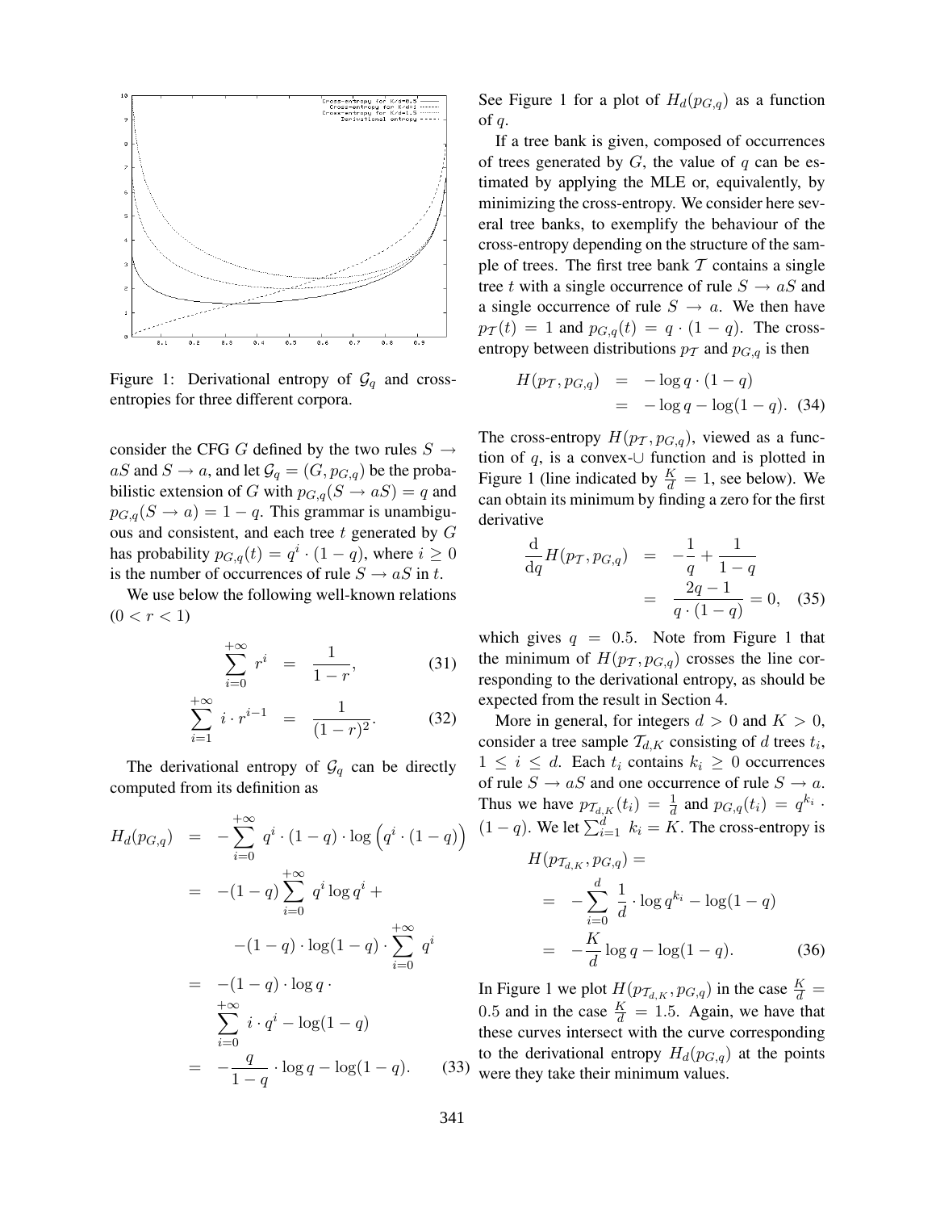Figure 1: Derivational entropy of $\mathcal{G}_q$ and cross-entropies for three different corpora.

consider the CFG $G$ defined by the two rules $S \rightarrow aS$ and $S \rightarrow a$, and let $\mathcal{G}_q = (G, p_{G,q})$ be the probabilistic extension of $G$ with $p_{G,q}(S \rightarrow aS) = q$ and $p_{G,q}(S \rightarrow a) = 1 - q$. This grammar is unambiguous and consistent, and each tree $t$ generated by $G$ has probability $p_{G,q}(t) = q^i \cdot (1 - q)$, where $i \geq 0$ is the number of occurrences of rule $S \rightarrow aS$ in $t$.

We use below the following well-known relations ($0 < r < 1$)

$$\sum_{i=0}^{+\infty} r^i = \frac{1}{1-r}, \tag{31}$$

$$\sum_{i=1}^{+\infty} i \cdot r^{i-1} = \frac{1}{(1-r)^2}. \tag{32}$$

The derivational entropy of $\mathcal{G}_q$ can be directly computed from its definition as

$$\begin{aligned}
H_d(p_{G,q}) &= -\sum_{i=0}^{+\infty} q^i \cdot (1-q) \cdot \log \left(q^i \cdot (1-q)\right) \\
&= -(1-q) \sum_{i=0}^{+\infty} q^i \log q^i + \\
&\qquad -(1-q) \cdot \log(1-q) \cdot \sum_{i=0}^{+\infty} q^i \\
&= -(1-q) \cdot \log q \cdot \\
&\qquad \sum_{i=0}^{+\infty} i \cdot q^i - \log(1-q) \\
&= -\frac{q}{1-q} \cdot \log q - \log(1-q). 
\end{aligned} \tag{33}$$

See Figure 1 for a plot of $H_d(p_{G,q})$ as a function of $q$.

If a tree bank is given, composed of occurrences of trees generated by $G$, the value of $q$ can be estimated by applying the MLE or, equivalently, by minimizing the cross-entropy. We consider here several tree banks, to exemplify the behaviour of the cross-entropy depending on the structure of the sample of trees. The first tree bank $\mathcal{T}$ contains a single tree $t$ with a single occurrence of rule $S \rightarrow aS$ and a single occurrence of rule $S \rightarrow a$. We then have $p_{\mathcal{T}}(t) = 1$ and $p_{G,q}(t) = q \cdot (1 - q)$. The cross-entropy between distributions $p_{\mathcal{T}}$ and $p_{G,q}$ is then

$$\begin{aligned}
H(p_{\mathcal{T}}, p_{G,q}) &= -\log q \cdot (1-q) \\
&= -\log q - \log(1-q). 
\end{aligned} \tag{34}$$

The cross-entropy $H(p_{\mathcal{T}}, p_{G,q})$, viewed as a function of $q$, is a convex-$\cup$ function and is plotted in Figure 1 (line indicated by $\frac{K}{d} = 1$, see below). We can obtain its minimum by finding a zero for the first derivative

$$\begin{aligned}
\frac{\mathrm{d}}{\mathrm{d}q} H(p_{\mathcal{T}}, p_{G,q}) &= -\frac{1}{q} + \frac{1}{1-q} \\
&= \frac{2q-1}{q \cdot (1-q)} = 0, 
\end{aligned} \tag{35}$$

which gives $q = 0.5$. Note from Figure 1 that the minimum of $H(p_{\mathcal{T}}, p_{G,q})$ crosses the line corresponding to the derivational entropy, as should be expected from the result in Section 4.

More in general, for integers $d > 0$ and $K > 0$, consider a tree sample $\mathcal{T}_{d,K}$ consisting of $d$ trees $t_i$, $1 \leq i \leq d$. Each $t_i$ contains $k_i \geq 0$ occurrences of rule $S \rightarrow aS$ and one occurrence of rule $S \rightarrow a$. Thus we have $p_{\mathcal{T}_{d,K}}(t_i) = \frac{1}{d}$ and $p_{G,q}(t_i) = q^{k_i} \cdot (1 - q)$. We let $\sum_{i=1}^{d} k_i = K$. The cross-entropy is

$$\begin{aligned}
&H(p_{\mathcal{T}_{d,K}}, p_{G,q}) = \\
&\quad = -\sum_{i=0}^{d} \frac{1}{d} \cdot \log q^{k_i} - \log(1-q) \\
&\quad = -\frac{K}{d} \log q - \log(1-q). 
\end{aligned} \tag{36}$$

In Figure 1 we plot $H(p_{\mathcal{T}_{d,K}}, p_{G,q})$ in the case $\frac{K}{d} = 0.5$ and in the case $\frac{K}{d} = 1.5$. Again, we have that these curves intersect with the curve corresponding to the derivational entropy $H_d(p_{G,q})$ at the points were they take their minimum values.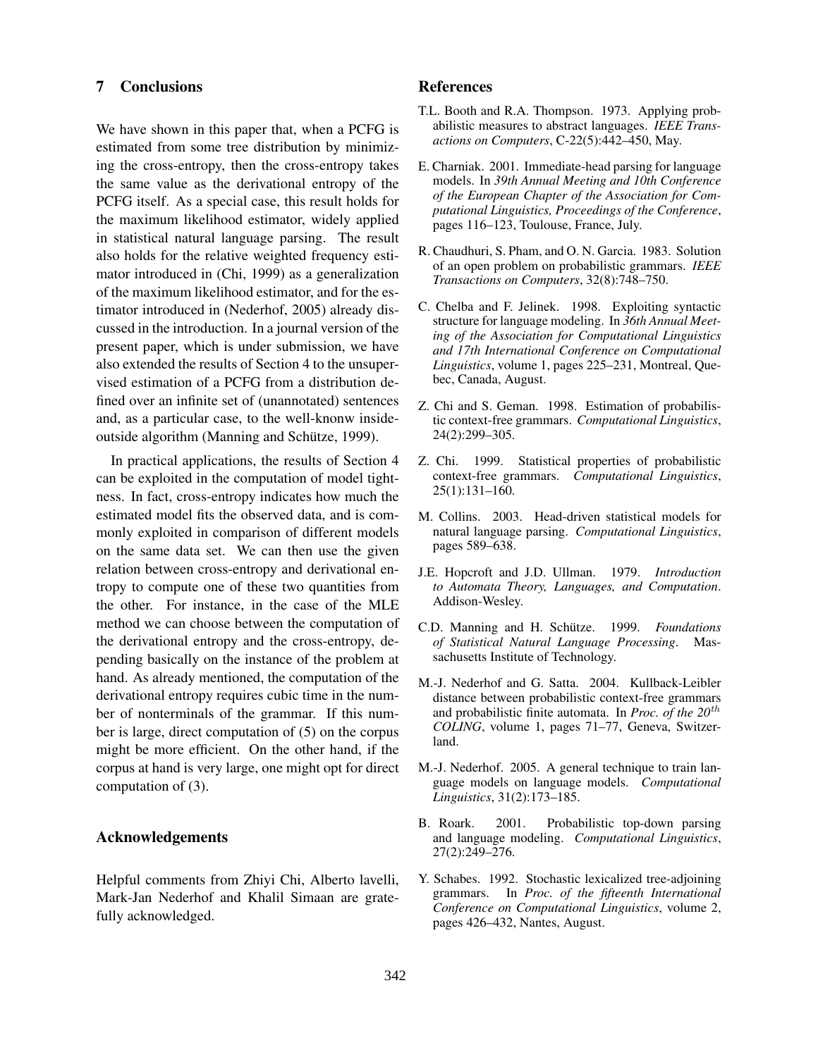## 7 Conclusions

We have shown in this paper that, when a PCFG is estimated from some tree distribution by minimizing the cross-entropy, then the cross-entropy takes the same value as the derivational entropy of the PCFG itself. As a special case, this result holds for the maximum likelihood estimator, widely applied in statistical natural language parsing. The result also holds for the relative weighted frequency estimator introduced in (Chi, 1999) as a generalization of the maximum likelihood estimator, and for the estimator introduced in (Nederhof, 2005) already discussed in the introduction. In a journal version of the present paper, which is under submission, we have also extended the results of Section 4 to the unsupervised estimation of a PCFG from a distribution defined over an infinite set of (unannotated) sentences and, as a particular case, to the well-knonw inside-outside algorithm (Manning and Schütze, 1999).

In practical applications, the results of Section 4 can be exploited in the computation of model tightness. In fact, cross-entropy indicates how much the estimated model fits the observed data, and is commonly exploited in comparison of different models on the same data set. We can then use the given relation between cross-entropy and derivational entropy to compute one of these two quantities from the other. For instance, in the case of the MLE method we can choose between the computation of the derivational entropy and the cross-entropy, depending basically on the instance of the problem at hand. As already mentioned, the computation of the derivational entropy requires cubic time in the number of nonterminals of the grammar. If this number is large, direct computation of (5) on the corpus might be more efficient. On the other hand, if the corpus at hand is very large, one might opt for direct computation of (3).

## Acknowledgements

Helpful comments from Zhiyi Chi, Alberto lavelli, Mark-Jan Nederhof and Khalil Simaan are gratefully acknowledged.

## References

T.L. Booth and R.A. Thompson. 1973. Applying probabilistic measures to abstract languages. *IEEE Transactions on Computers*, C-22(5):442–450, May.

E. Charniak. 2001. Immediate-head parsing for language models. In *39th Annual Meeting and 10th Conference of the European Chapter of the Association for Computational Linguistics, Proceedings of the Conference*, pages 116–123, Toulouse, France, July.

R. Chaudhuri, S. Pham, and O. N. Garcia. 1983. Solution of an open problem on probabilistic grammars. *IEEE Transactions on Computers*, 32(8):748–750.

C. Chelba and F. Jelinek. 1998. Exploiting syntactic structure for language modeling. In *36th Annual Meeting of the Association for Computational Linguistics and 17th International Conference on Computational Linguistics*, volume 1, pages 225–231, Montreal, Quebec, Canada, August.

Z. Chi and S. Geman. 1998. Estimation of probabilistic context-free grammars. *Computational Linguistics*, 24(2):299–305.

Z. Chi. 1999. Statistical properties of probabilistic context-free grammars. *Computational Linguistics*, 25(1):131–160.

M. Collins. 2003. Head-driven statistical models for natural language parsing. *Computational Linguistics*, pages 589–638.

J.E. Hopcroft and J.D. Ullman. 1979. *Introduction to Automata Theory, Languages, and Computation*. Addison-Wesley.

C.D. Manning and H. Schütze. 1999. *Foundations of Statistical Natural Language Processing*. Massachusetts Institute of Technology.

M.-J. Nederhof and G. Satta. 2004. Kullback-Leibler distance between probabilistic context-free grammars and probabilistic finite automata. In *Proc. of the 20th COLING*, volume 1, pages 71–77, Geneva, Switzerland.

M.-J. Nederhof. 2005. A general technique to train language models on language models. *Computational Linguistics*, 31(2):173–185.

B. Roark. 2001. Probabilistic top-down parsing and language modeling. *Computational Linguistics*, 27(2):249–276.

Y. Schabes. 1992. Stochastic lexicalized tree-adjoining grammars. In *Proc. of the fifteenth International Conference on Computational Linguistics*, volume 2, pages 426–432, Nantes, August.